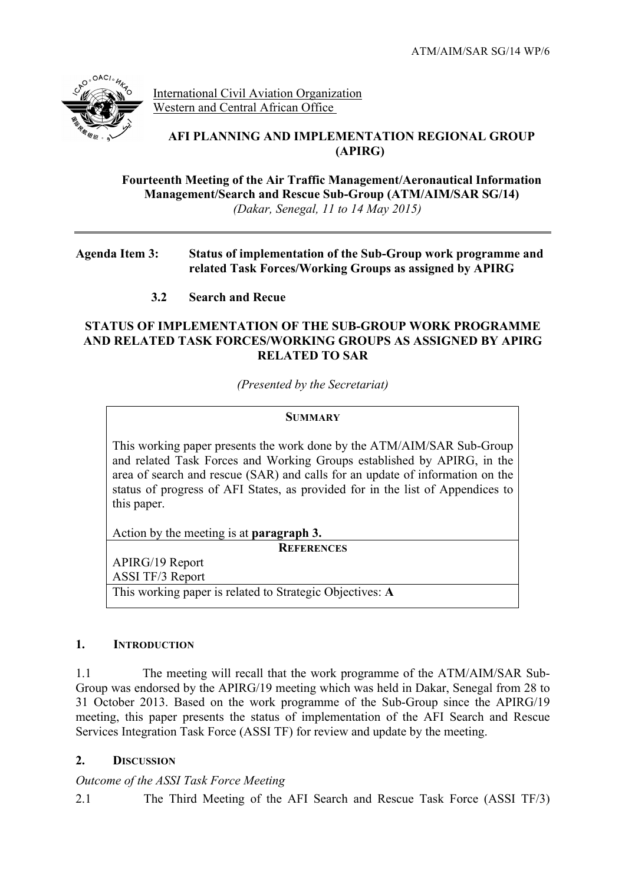ATM/AIM/SAR SG/14 WP/6

International Civil Aviation Organization
Western and Central African Office

**AFI PLANNING AND IMPLEMENTATION REGIONAL GROUP (APIRG)**

**Fourteenth Meeting of the Air Traffic Management/Aeronautical Information Management/Search and Rescue Sub-Group (ATM/AIM/SAR SG/14)**
*(Dakar, Senegal, 11 to 14 May 2015)*

---

**Agenda Item 3: Status of implementation of the Sub-Group work programme and related Task Forces/Working Groups as assigned by APIRG**

**3.2 Search and Recue**

**STATUS OF IMPLEMENTATION OF THE SUB-GROUP WORK PROGRAMME AND RELATED TASK FORCES/WORKING GROUPS AS ASSIGNED BY APIRG RELATED TO SAR**

*(Presented by the Secretariat)*

| **SUMMARY** |
|---|
| This working paper presents the work done by the ATM/AIM/SAR Sub-Group and related Task Forces and Working Groups established by APIRG, in the area of search and rescue (SAR) and calls for an update of information on the status of progress of AFI States, as provided for in the list of Appendices to this paper.<br><br>Action by the meeting is at **paragraph 3.** |
| **REFERENCES** |
| APIRG/19 Report<br>ASSI TF/3 Report |
| This working paper is related to Strategic Objectives: **A** |

## 1. INTRODUCTION

1.1 The meeting will recall that the work programme of the ATM/AIM/SAR Sub-Group was endorsed by the APIRG/19 meeting which was held in Dakar, Senegal from 28 to 31 October 2013. Based on the work programme of the Sub-Group since the APIRG/19 meeting, this paper presents the status of implementation of the AFI Search and Rescue Services Integration Task Force (ASSI TF) for review and update by the meeting.

## 2. DISCUSSION

*Outcome of the ASSI Task Force Meeting*

2.1 The Third Meeting of the AFI Search and Rescue Task Force (ASSI TF/3)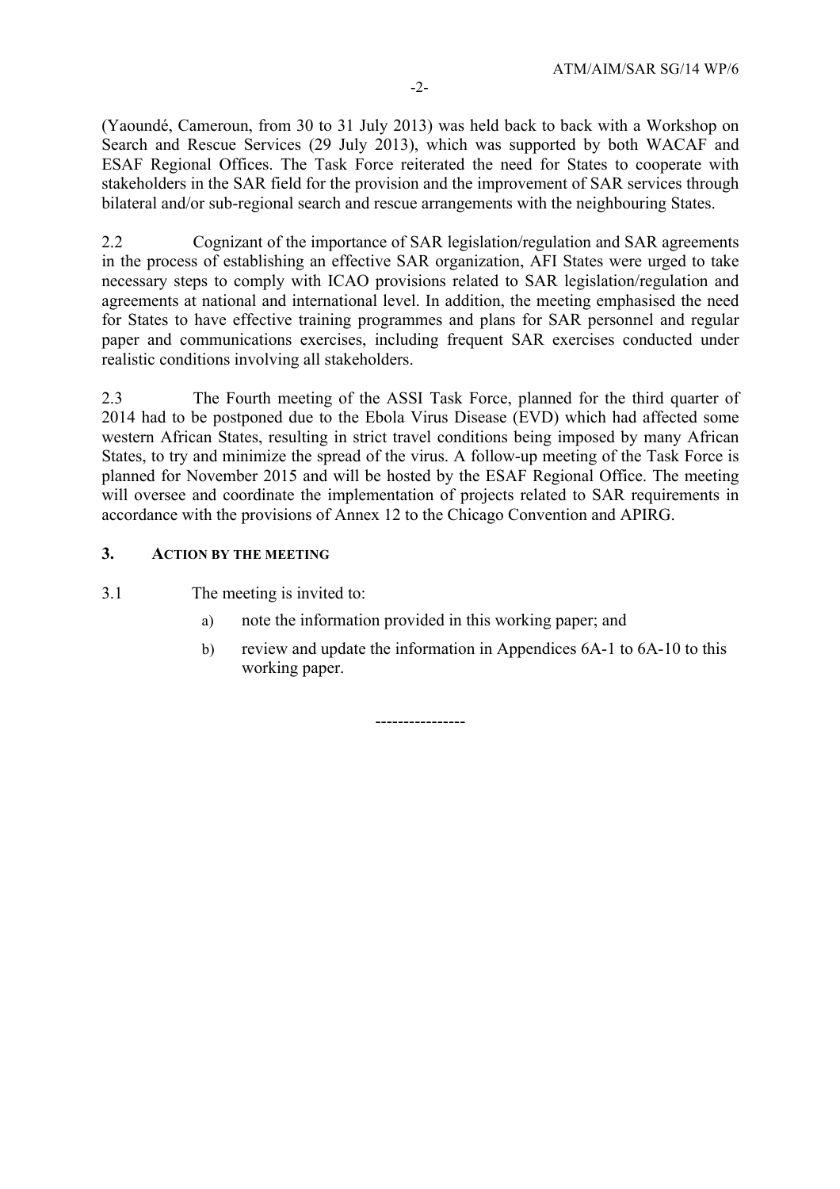(Yaoundé, Cameroun, from 30 to 31 July 2013) was held back to back with a Workshop on Search and Rescue Services (29 July 2013), which was supported by both WACAF and ESAF Regional Offices. The Task Force reiterated the need for States to cooperate with stakeholders in the SAR field for the provision and the improvement of SAR services through bilateral and/or sub-regional search and rescue arrangements with the neighbouring States.

2.2 Cognizant of the importance of SAR legislation/regulation and SAR agreements in the process of establishing an effective SAR organization, AFI States were urged to take necessary steps to comply with ICAO provisions related to SAR legislation/regulation and agreements at national and international level. In addition, the meeting emphasised the need for States to have effective training programmes and plans for SAR personnel and regular paper and communications exercises, including frequent SAR exercises conducted under realistic conditions involving all stakeholders.

2.3 The Fourth meeting of the ASSI Task Force, planned for the third quarter of 2014 had to be postponed due to the Ebola Virus Disease (EVD) which had affected some western African States, resulting in strict travel conditions being imposed by many African States, to try and minimize the spread of the virus. A follow-up meeting of the Task Force is planned for November 2015 and will be hosted by the ESAF Regional Office. The meeting will oversee and coordinate the implementation of projects related to SAR requirements in accordance with the provisions of Annex 12 to the Chicago Convention and APIRG.

## 3. ACTION BY THE MEETING

3.1 The meeting is invited to:

a) note the information provided in this working paper; and

b) review and update the information in Appendices 6A-1 to 6A-10 to this working paper.

----------------